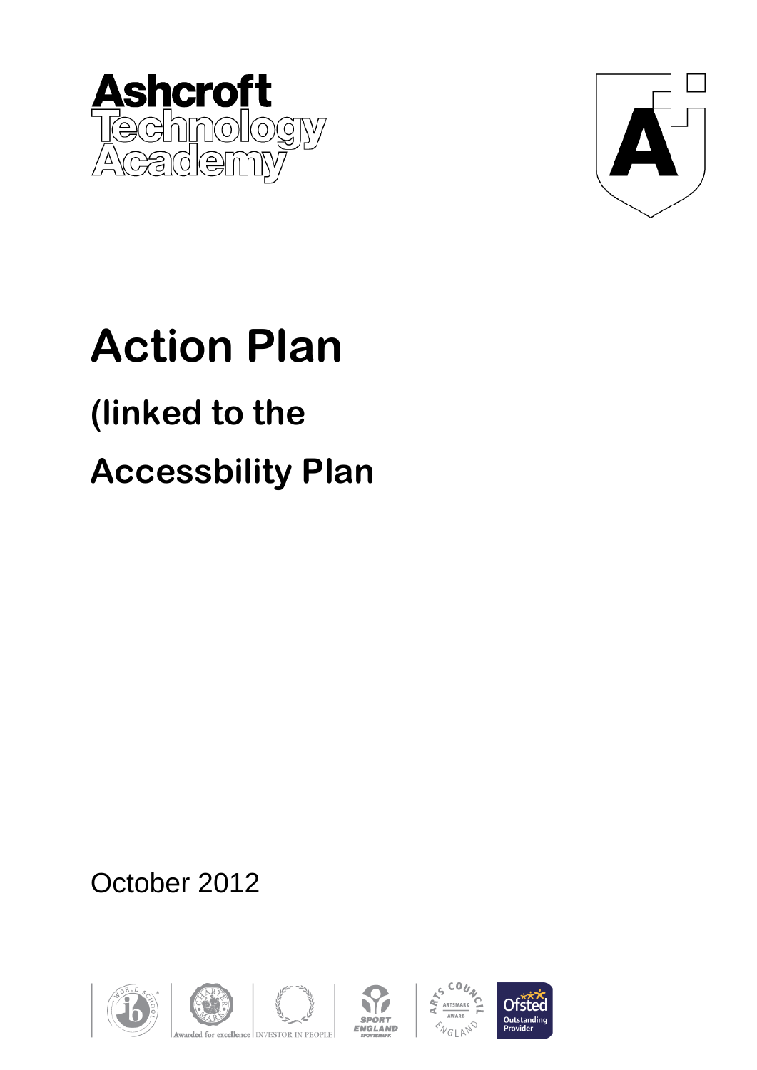Ashcroft Technology Academy

# Action Plan

## (linked to the

## Accessbility Plan

October 2012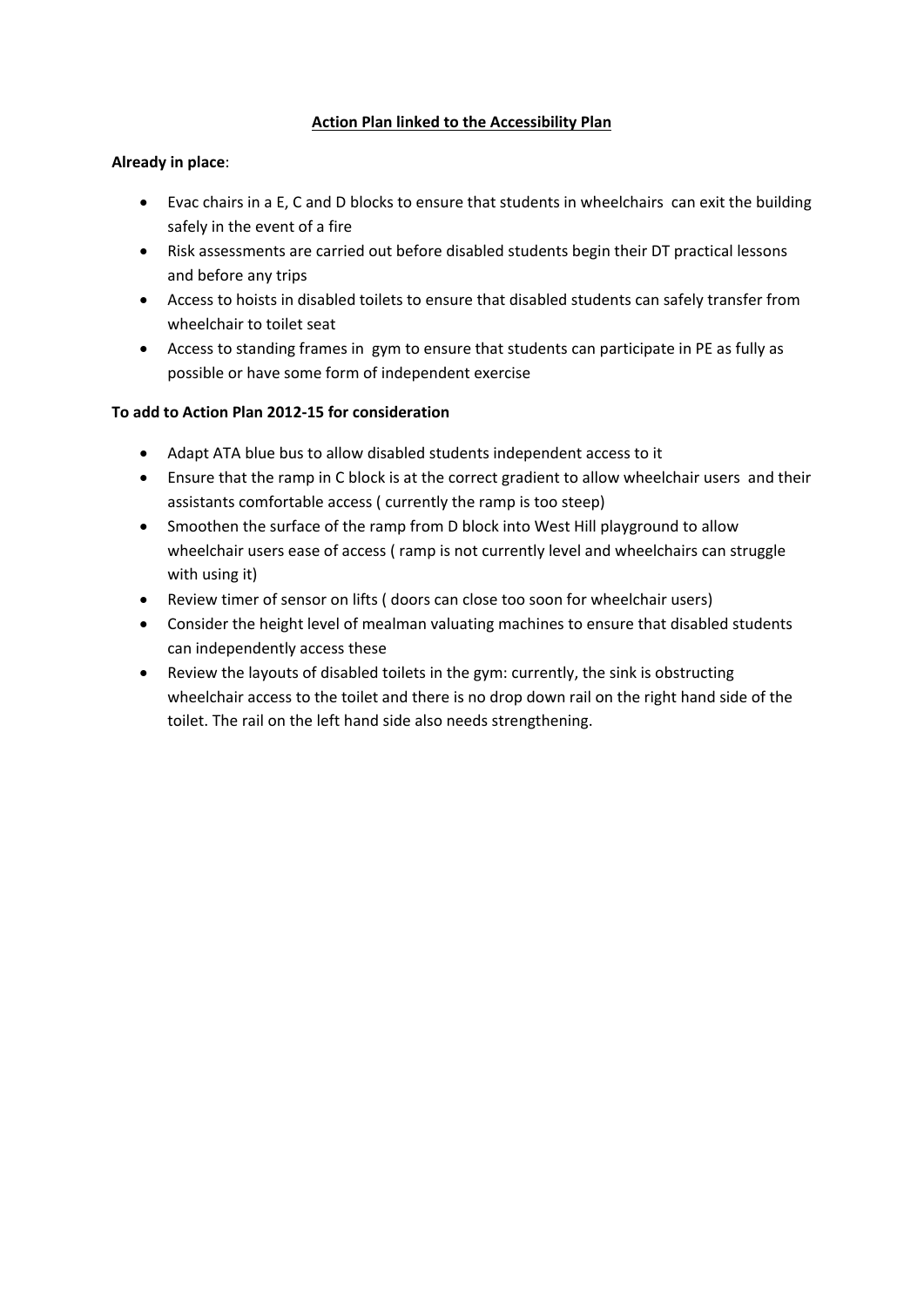**Action Plan linked to the Accessibility Plan**

**Already in place**:

- Evac chairs in a E, C and D blocks to ensure that students in wheelchairs can exit the building safely in the event of a fire
- Risk assessments are carried out before disabled students begin their DT practical lessons and before any trips
- Access to hoists in disabled toilets to ensure that disabled students can safely transfer from wheelchair to toilet seat
- Access to standing frames in gym to ensure that students can participate in PE as fully as possible or have some form of independent exercise

**To add to Action Plan 2012-15 for consideration**

- Adapt ATA blue bus to allow disabled students independent access to it
- Ensure that the ramp in C block is at the correct gradient to allow wheelchair users and their assistants comfortable access ( currently the ramp is too steep)
- Smoothen the surface of the ramp from D block into West Hill playground to allow wheelchair users ease of access ( ramp is not currently level and wheelchairs can struggle with using it)
- Review timer of sensor on lifts ( doors can close too soon for wheelchair users)
- Consider the height level of mealman valuating machines to ensure that disabled students can independently access these
- Review the layouts of disabled toilets in the gym: currently, the sink is obstructing wheelchair access to the toilet and there is no drop down rail on the right hand side of the toilet. The rail on the left hand side also needs strengthening.